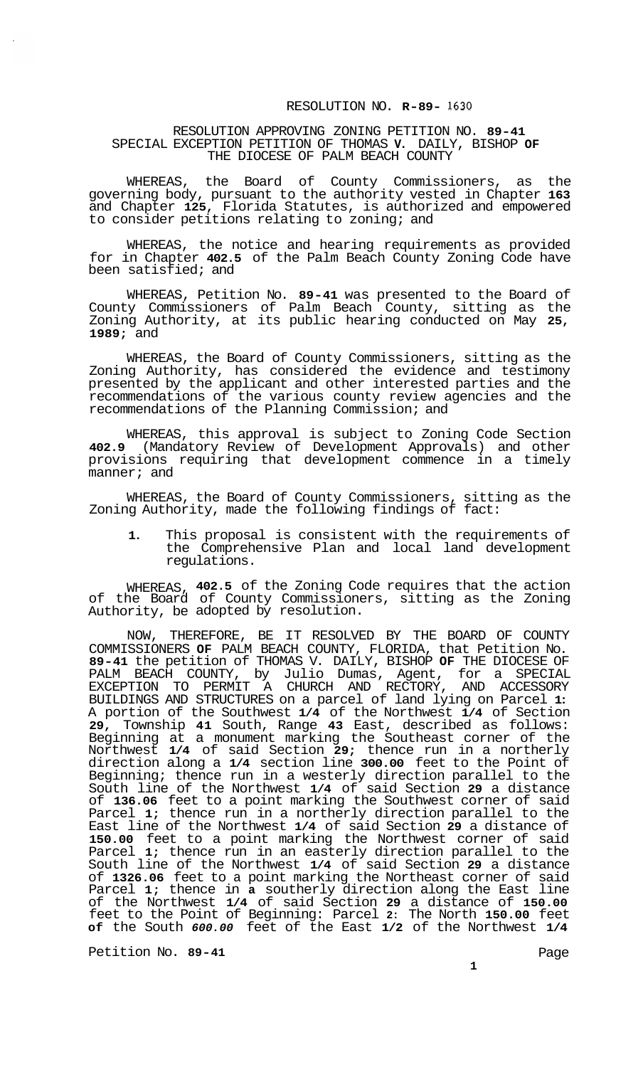RESOLUTION NO. R-89- 1630

RESOLUTION APPROVING ZONING PETITION NO. 89-41
SPECIAL EXCEPTION PETITION OF THOMAS V. DAILY, BISHOP OF THE DIOCESE OF PALM BEACH COUNTY

WHEREAS, the Board of County Commissioners, as the governing body, pursuant to the authority vested in Chapter 163 and Chapter 125, Florida Statutes, is authorized and empowered to consider petitions relating to zoning; and

WHEREAS, the notice and hearing requirements as provided for in Chapter 402.5 of the Palm Beach County Zoning Code have been satisfied; and

WHEREAS, Petition No. 89-41 was presented to the Board of County Commissioners of Palm Beach County, sitting as the Zoning Authority, at its public hearing conducted on May 25, 1989; and

WHEREAS, the Board of County Commissioners, sitting as the Zoning Authority, has considered the evidence and testimony presented by the applicant and other interested parties and the recommendations of the various county review agencies and the recommendations of the Planning Commission; and

WHEREAS, this approval is subject to Zoning Code Section 402.9 (Mandatory Review of Development Approvals) and other provisions requiring that development commence in a timely manner; and

WHEREAS, the Board of County Commissioners, sitting as the Zoning Authority, made the following findings of fact:

1. This proposal is consistent with the requirements of the Comprehensive Plan and local land development regulations.

WHEREAS, 402.5 of the Zoning Code requires that the action of the Board of County Commissioners, sitting as the Zoning Authority, be adopted by resolution.

NOW, THEREFORE, BE IT RESOLVED BY THE BOARD OF COUNTY COMMISSIONERS OF PALM BEACH COUNTY, FLORIDA, that Petition No. 89-41 the petition of THOMAS V. DAILY, BISHOP OF THE DIOCESE OF PALM BEACH COUNTY, by Julio Dumas, Agent, for a SPECIAL EXCEPTION TO PERMIT A CHURCH AND RECTORY, AND ACCESSORY BUILDINGS AND STRUCTURES on a parcel of land lying on Parcel 1: A portion of the Southwest 1/4 of the Northwest 1/4 of Section 29, Township 41 South, Range 43 East, described as follows: Beginning at a monument marking the Southeast corner of the Northwest 1/4 of said Section 29; thence run in a northerly direction along a 1/4 section line 300.00 feet to the Point of Beginning; thence run in a westerly direction parallel to the South line of the Northwest 1/4 of said Section 29 a distance of 136.06 feet to a point marking the Southwest corner of said Parcel 1; thence run in a northerly direction parallel to the East line of the Northwest 1/4 of said Section 29 a distance of 150.00 feet to a point marking the Northwest corner of said Parcel 1; thence run in an easterly direction parallel to the South line of the Northwest 1/4 of said Section 29 a distance of 1326.06 feet to a point marking the Northeast corner of said Parcel 1; thence in a southerly direction along the East line of the Northwest 1/4 of said Section 29 a distance of 150.00 feet to the Point of Beginning: Parcel 2: The North 150.00 feet of the South *600.00* feet of the East 1/2 of the Northwest 1/4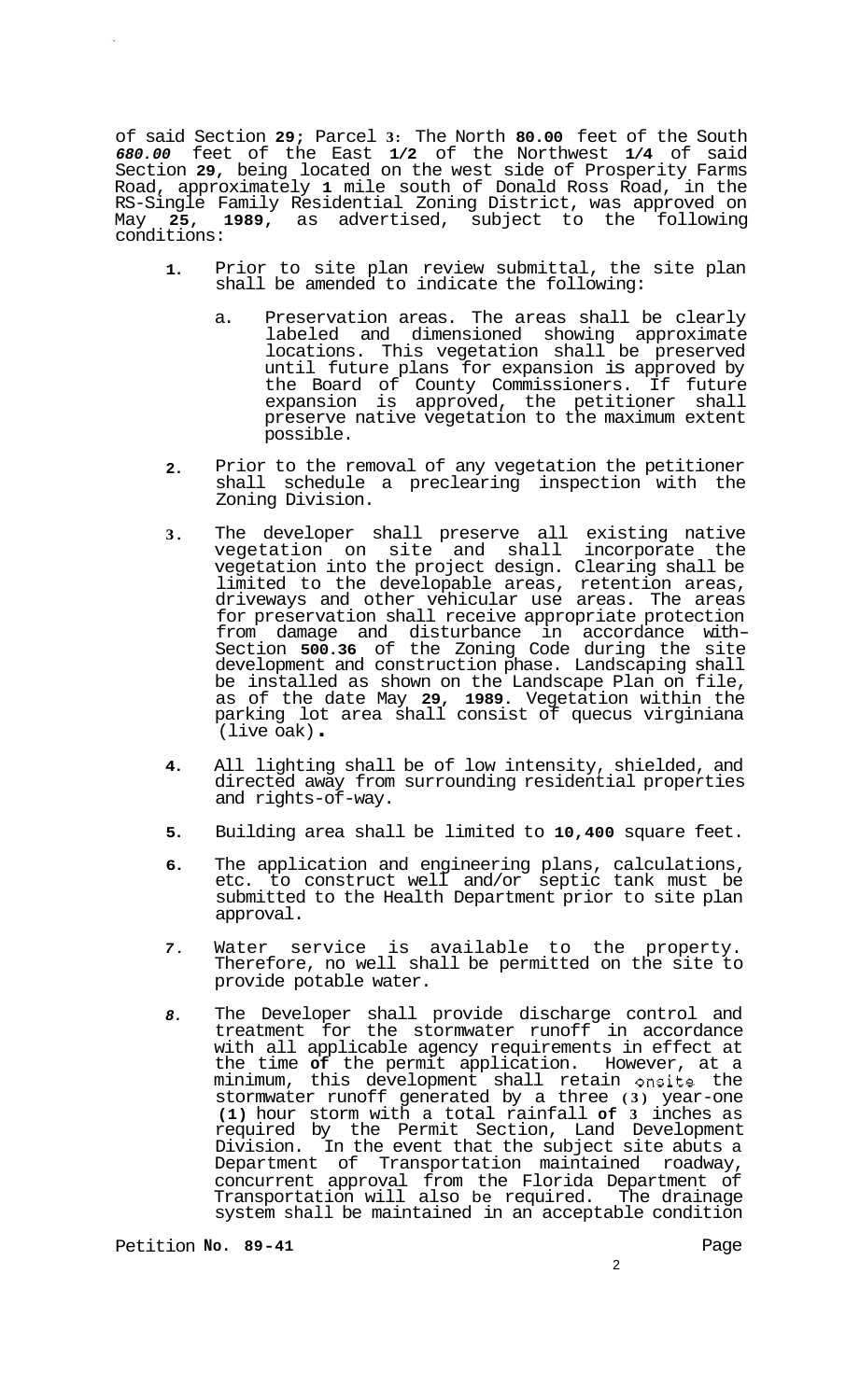of said Section **29**; Parcel **3**: The North **80.00** feet of the South ***680.00*** feet of the East **1/2** of the Northwest **1/4** of said Section **29**, being located on the west side of Prosperity Farms Road, approximately **1** mile south of Donald Ross Road, in the RS-Single Family Residential Zoning District, was approved on May **25**, **1989**, as advertised, subject to the following conditions:

1. Prior to site plan review submittal, the site plan shall be amended to indicate the following:

   a. Preservation areas. The areas shall be clearly labeled and dimensioned showing approximate locations. This vegetation shall be preserved until future plans for expansion is approved by the Board of County Commissioners. If future expansion is approved, the petitioner shall preserve native vegetation to the maximum extent possible.

2. Prior to the removal of any vegetation the petitioner shall schedule a preclearing inspection with the Zoning Division.

3. The developer shall preserve all existing native vegetation on site and shall incorporate the vegetation into the project design. Clearing shall be limited to the developable areas, retention areas, driveways and other vehicular use areas. The areas for preservation shall receive appropriate protection from damage and disturbance in accordance with-Section **500.36** of the Zoning Code during the site development and construction phase. Landscaping shall be installed as shown on the Landscape Plan on file, as of the date May **29**, **1989**. Vegetation within the parking lot area shall consist of quecus virginiana (live oak).

4. All lighting shall be of low intensity, shielded, and directed away from surrounding residential properties and rights-of-way.

5. Building area shall be limited to **10,400** square feet.

6. The application and engineering plans, calculations, etc. to construct well and/or septic tank must be submitted to the Health Department prior to site plan approval.

7. Water service is available to the property. Therefore, no well shall be permitted on the site to provide potable water.

8. The Developer shall provide discharge control and treatment for the stormwater runoff in accordance with all applicable agency requirements in effect at the time **of** the permit application. However, at a minimum, this development shall retain onsite the stormwater runoff generated by a three **(3)** year-one **(1)** hour storm with a total rainfall **of 3** inches as required by the Permit Section, Land Development Division. In the event that the subject site abuts a Department of Transportation maintained roadway, concurrent approval from the Florida Department of Transportation will also be required. The drainage system shall be maintained in an acceptable condition

Petition **No. 89-41**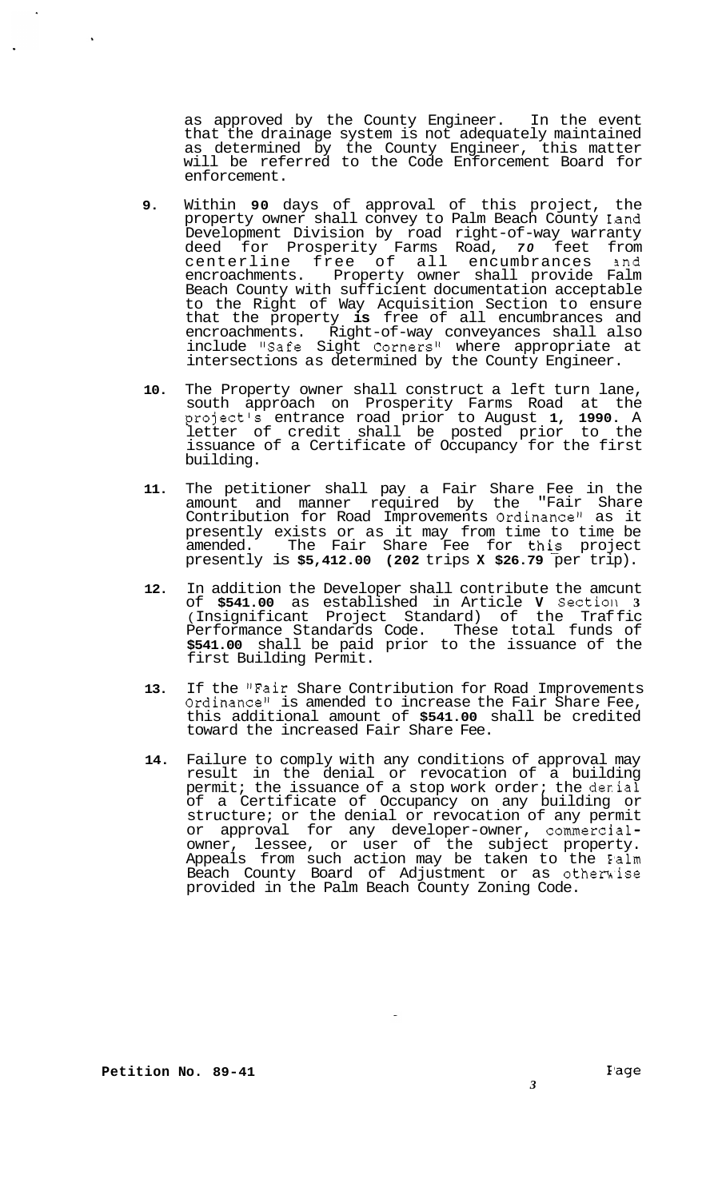as approved by the County Engineer. In the event that the drainage system is not adequately maintained as determined by the County Engineer, this matter will be referred to the Code Enforcement Board for enforcement.

9. Within **90** days of approval of this project, the property owner shall convey to Palm Beach County Land Development Division by road right-of-way warranty deed for Prosperity Farms Road, *70* feet from centerline free of all encumbrances and encroachments. Property owner shall provide Palm Beach County with sufficient documentation acceptable to the Right of Way Acquisition Section to ensure that the property **is** free of all encumbrances and encroachments. Right-of-way conveyances shall also include "Safe Sight Corners" where appropriate at intersections as determined by the County Engineer.

10. The Property owner shall construct a left turn lane, south approach on Prosperity Farms Road at the project's entrance road prior to August **1, 1990.** A letter of credit shall be posted prior to the issuance of a Certificate of Occupancy for the first building.

11. The petitioner shall pay a Fair Share Fee in the amount and manner required by the "Fair Share Contribution for Road Improvements Ordinance" as it presently exists or as it may from time to time be amended. The Fair Share Fee for this project presently is **$5,412.00 (202** trips **X $26.79** per trip).

12. In addition the Developer shall contribute the amcunt of **$541.00** as established in Article **V** Section **3** (Insignificant Project Standard) of the Traffic Performance Standards Code. These total funds of **$541.00** shall be paid prior to the issuance of the first Building Permit.

13. If the "Fair Share Contribution for Road Improvements Ordinance" is amended to increase the Fair Share Fee, this additional amount of **$541.00** shall be credited toward the increased Fair Share Fee.

14. Failure to comply with any conditions of approval may result in the denial or revocation of a building permit; the issuance of a stop work order; the denial of a Certificate of Occupancy on any building or structure; or the denial or revocation of any permit or approval for any developer-owner, commercial-owner, lessee, or user of the subject property. Appeals from such action may be taken to the Palm Beach County Board of Adjustment or as otherwise provided in the Palm Beach County Zoning Code.

**Petition No. 89-41**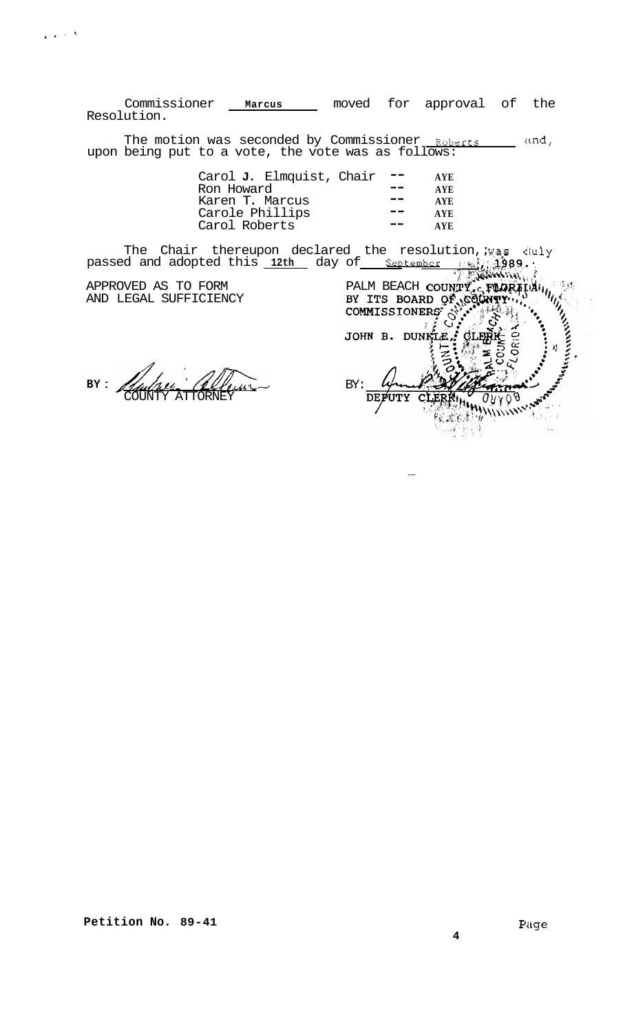Commissioner Marcus moved for approval of the Resolution.

The motion was seconded by Commissioner Roberts and, upon being put to a vote, the vote was as follows:

| | | |
|---|---|---|
| Carol J. Elmquist, Chair | -- | AYE |
| Ron Howard | -- | AYE |
| Karen T. Marcus | -- | AYE |
| Carole Phillips | -- | AYE |
| Carol Roberts | -- | AYE |

The Chair thereupon declared the resolution was duly passed and adopted this 12th day of September 1989.

APPROVED AS TO FORM AND LEGAL SUFFICIENCY

BY: COUNTY ATTORNEY

PALM BEACH COUNTY, FLORIDA BY ITS BOARD OF COUNTY COMMISSIONERS

JOHN B. DUNKLE, CLERK

BY: DEPUTY CLERK

Petition No. 89-41